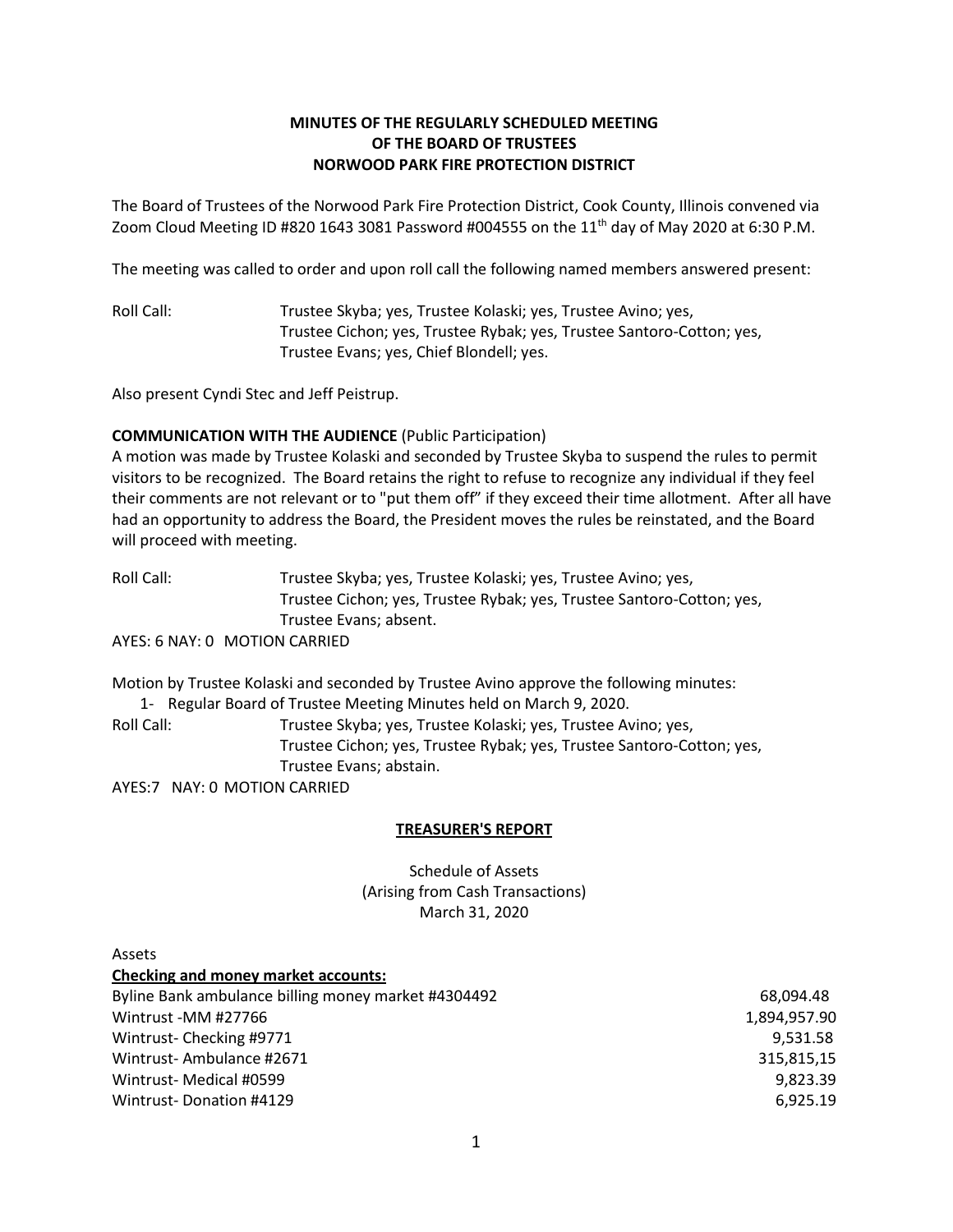**MINUTES OF THE REGULARLY SCHEDULED MEETING
OF THE BOARD OF TRUSTEES
NORWOOD PARK FIRE PROTECTION DISTRICT**

The Board of Trustees of the Norwood Park Fire Protection District, Cook County, Illinois convened via Zoom Cloud Meeting ID #820 1643 3081 Password #004555 on the 11th day of May 2020 at 6:30 P.M.

The meeting was called to order and upon roll call the following named members answered present:

Roll Call: Trustee Skyba; yes, Trustee Kolaski; yes, Trustee Avino; yes, Trustee Cichon; yes, Trustee Rybak; yes, Trustee Santoro-Cotton; yes, Trustee Evans; yes, Chief Blondell; yes.

Also present Cyndi Stec and Jeff Peistrup.

**COMMUNICATION WITH THE AUDIENCE** (Public Participation)
A motion was made by Trustee Kolaski and seconded by Trustee Skyba to suspend the rules to permit visitors to be recognized. The Board retains the right to refuse to recognize any individual if they feel their comments are not relevant or to "put them off" if they exceed their time allotment. After all have had an opportunity to address the Board, the President moves the rules be reinstated, and the Board will proceed with meeting.

Roll Call: Trustee Skyba; yes, Trustee Kolaski; yes, Trustee Avino; yes, Trustee Cichon; yes, Trustee Rybak; yes, Trustee Santoro-Cotton; yes, Trustee Evans; absent.
AYES: 6 NAY: 0 MOTION CARRIED

Motion by Trustee Kolaski and seconded by Trustee Avino approve the following minutes:

1- Regular Board of Trustee Meeting Minutes held on March 9, 2020.

Roll Call: Trustee Skyba; yes, Trustee Kolaski; yes, Trustee Avino; yes, Trustee Cichon; yes, Trustee Rybak; yes, Trustee Santoro-Cotton; yes, Trustee Evans; abstain.
AYES:7 NAY: 0 MOTION CARRIED

**TREASURER'S REPORT**

Schedule of Assets
(Arising from Cash Transactions)
March 31, 2020

Assets

**Checking and money market accounts:**

| | |
|---|---|
| Byline Bank ambulance billing money market #4304492 | 68,094.48 |
| Wintrust -MM #27766 | 1,894,957.90 |
| Wintrust- Checking #9771 | 9,531.58 |
| Wintrust- Ambulance #2671 | 315,815,15 |
| Wintrust- Medical #0599 | 9,823.39 |
| Wintrust- Donation #4129 | 6,925.19 |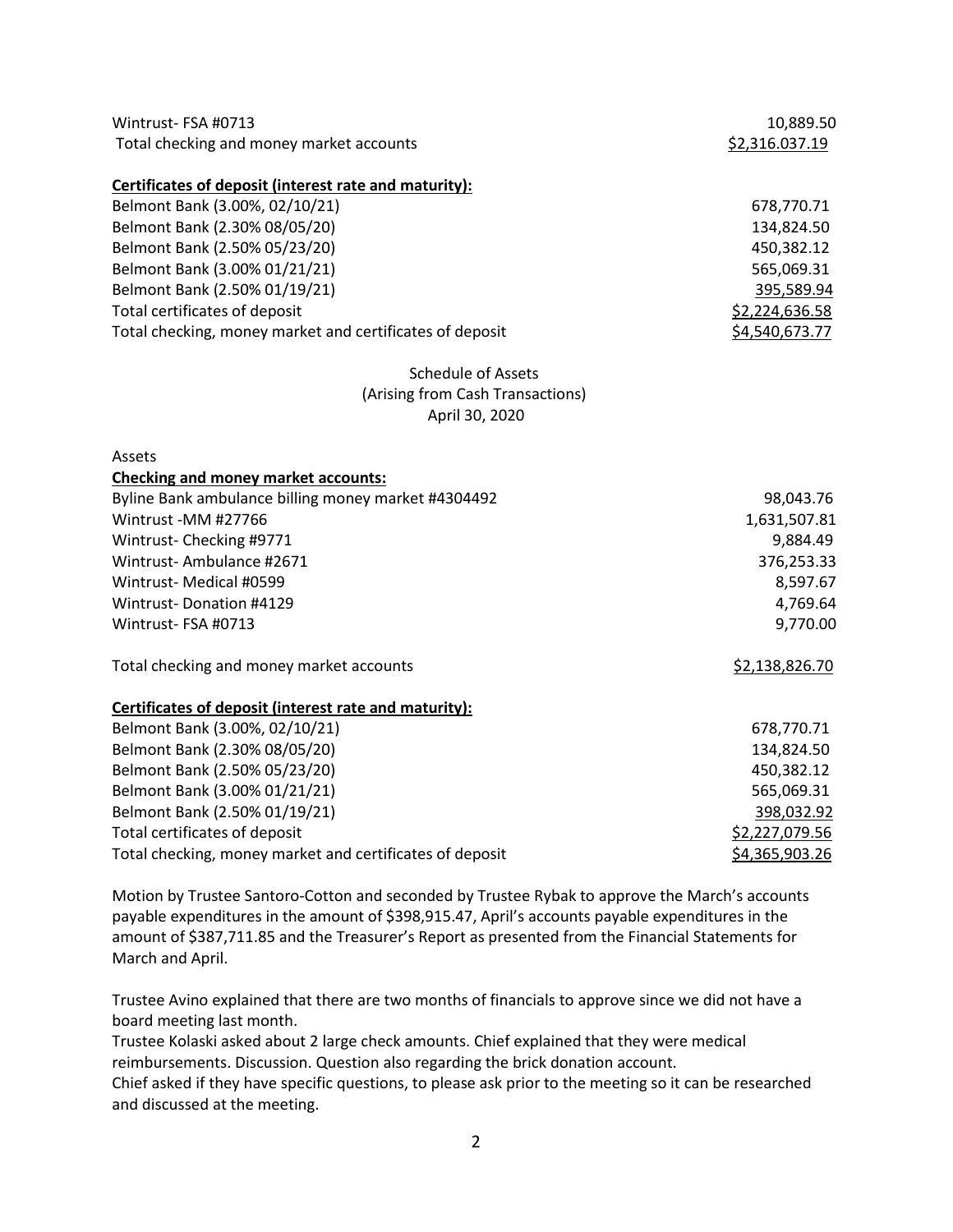| | |
|---|---|
| Wintrust- FSA #0713 | 10,889.50 |
| Total checking and money market accounts | $2,316.037.19 |

**Certificates of deposit (interest rate and maturity):**

| | |
|---|---|
| Belmont Bank (3.00%, 02/10/21) | 678,770.71 |
| Belmont Bank (2.30% 08/05/20) | 134,824.50 |
| Belmont Bank (2.50% 05/23/20) | 450,382.12 |
| Belmont Bank (3.00% 01/21/21) | 565,069.31 |
| Belmont Bank (2.50% 01/19/21) | 395,589.94 |
| Total certificates of deposit | $2,224,636.58 |
| Total checking, money market and certificates of deposit | $4,540,673.77 |

Schedule of Assets
(Arising from Cash Transactions)
April 30, 2020

Assets

**Checking and money market accounts:**

| | |
|---|---|
| Byline Bank ambulance billing money market #4304492 | 98,043.76 |
| Wintrust -MM #27766 | 1,631,507.81 |
| Wintrust- Checking #9771 | 9,884.49 |
| Wintrust- Ambulance #2671 | 376,253.33 |
| Wintrust- Medical #0599 | 8,597.67 |
| Wintrust- Donation #4129 | 4,769.64 |
| Wintrust- FSA #0713 | 9,770.00 |
| Total checking and money market accounts | $2,138,826.70 |

**Certificates of deposit (interest rate and maturity):**

| | |
|---|---|
| Belmont Bank (3.00%, 02/10/21) | 678,770.71 |
| Belmont Bank (2.30% 08/05/20) | 134,824.50 |
| Belmont Bank (2.50% 05/23/20) | 450,382.12 |
| Belmont Bank (3.00% 01/21/21) | 565,069.31 |
| Belmont Bank (2.50% 01/19/21) | 398,032.92 |
| Total certificates of deposit | $2,227,079.56 |
| Total checking, money market and certificates of deposit | $4,365,903.26 |

Motion by Trustee Santoro-Cotton and seconded by Trustee Rybak to approve the March's accounts payable expenditures in the amount of $398,915.47, April's accounts payable expenditures in the amount of $387,711.85 and the Treasurer's Report as presented from the Financial Statements for March and April.

Trustee Avino explained that there are two months of financials to approve since we did not have a board meeting last month.

Trustee Kolaski asked about 2 large check amounts. Chief explained that they were medical reimbursements. Discussion. Question also regarding the brick donation account.

Chief asked if they have specific questions, to please ask prior to the meeting so it can be researched and discussed at the meeting.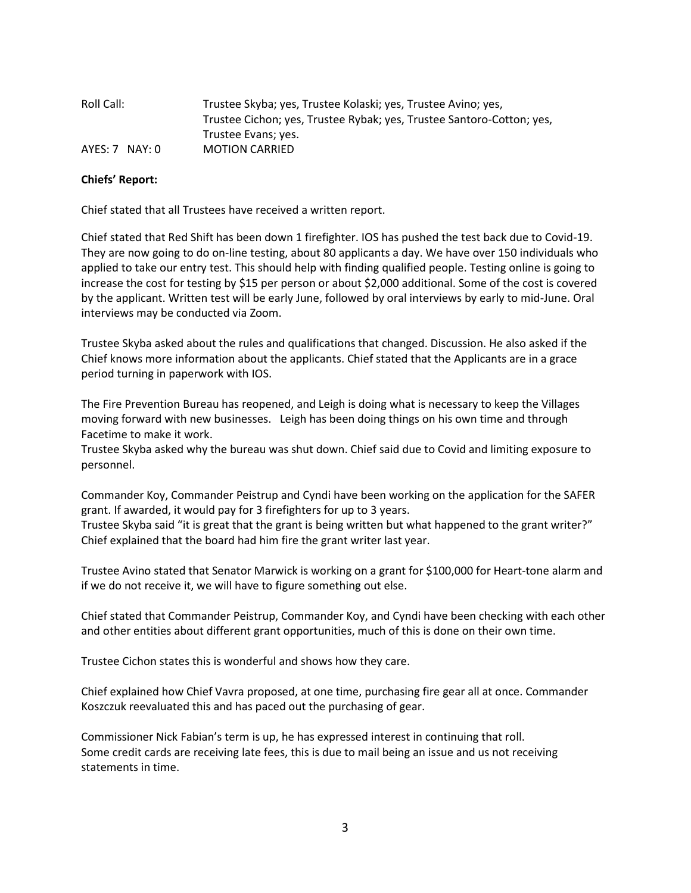| | |
|---|---|
| Roll Call: | Trustee Skyba; yes, Trustee Kolaski; yes, Trustee Avino; yes, Trustee Cichon; yes, Trustee Rybak; yes, Trustee Santoro-Cotton; yes, Trustee Evans; yes. |
| AYES: 7 NAY: 0 | MOTION CARRIED |

**Chiefs' Report:**

Chief stated that all Trustees have received a written report.

Chief stated that Red Shift has been down 1 firefighter. IOS has pushed the test back due to Covid-19. They are now going to do on-line testing, about 80 applicants a day. We have over 150 individuals who applied to take our entry test. This should help with finding qualified people. Testing online is going to increase the cost for testing by $15 per person or about $2,000 additional. Some of the cost is covered by the applicant. Written test will be early June, followed by oral interviews by early to mid-June. Oral interviews may be conducted via Zoom.

Trustee Skyba asked about the rules and qualifications that changed. Discussion. He also asked if the Chief knows more information about the applicants. Chief stated that the Applicants are in a grace period turning in paperwork with IOS.

The Fire Prevention Bureau has reopened, and Leigh is doing what is necessary to keep the Villages moving forward with new businesses. Leigh has been doing things on his own time and through Facetime to make it work.
Trustee Skyba asked why the bureau was shut down. Chief said due to Covid and limiting exposure to personnel.

Commander Koy, Commander Peistrup and Cyndi have been working on the application for the SAFER grant. If awarded, it would pay for 3 firefighters for up to 3 years.
Trustee Skyba said "it is great that the grant is being written but what happened to the grant writer?" Chief explained that the board had him fire the grant writer last year.

Trustee Avino stated that Senator Marwick is working on a grant for $100,000 for Heart-tone alarm and if we do not receive it, we will have to figure something out else.

Chief stated that Commander Peistrup, Commander Koy, and Cyndi have been checking with each other and other entities about different grant opportunities, much of this is done on their own time.

Trustee Cichon states this is wonderful and shows how they care.

Chief explained how Chief Vavra proposed, at one time, purchasing fire gear all at once. Commander Koszczuk reevaluated this and has paced out the purchasing of gear.

Commissioner Nick Fabian's term is up, he has expressed interest in continuing that roll.
Some credit cards are receiving late fees, this is due to mail being an issue and us not receiving statements in time.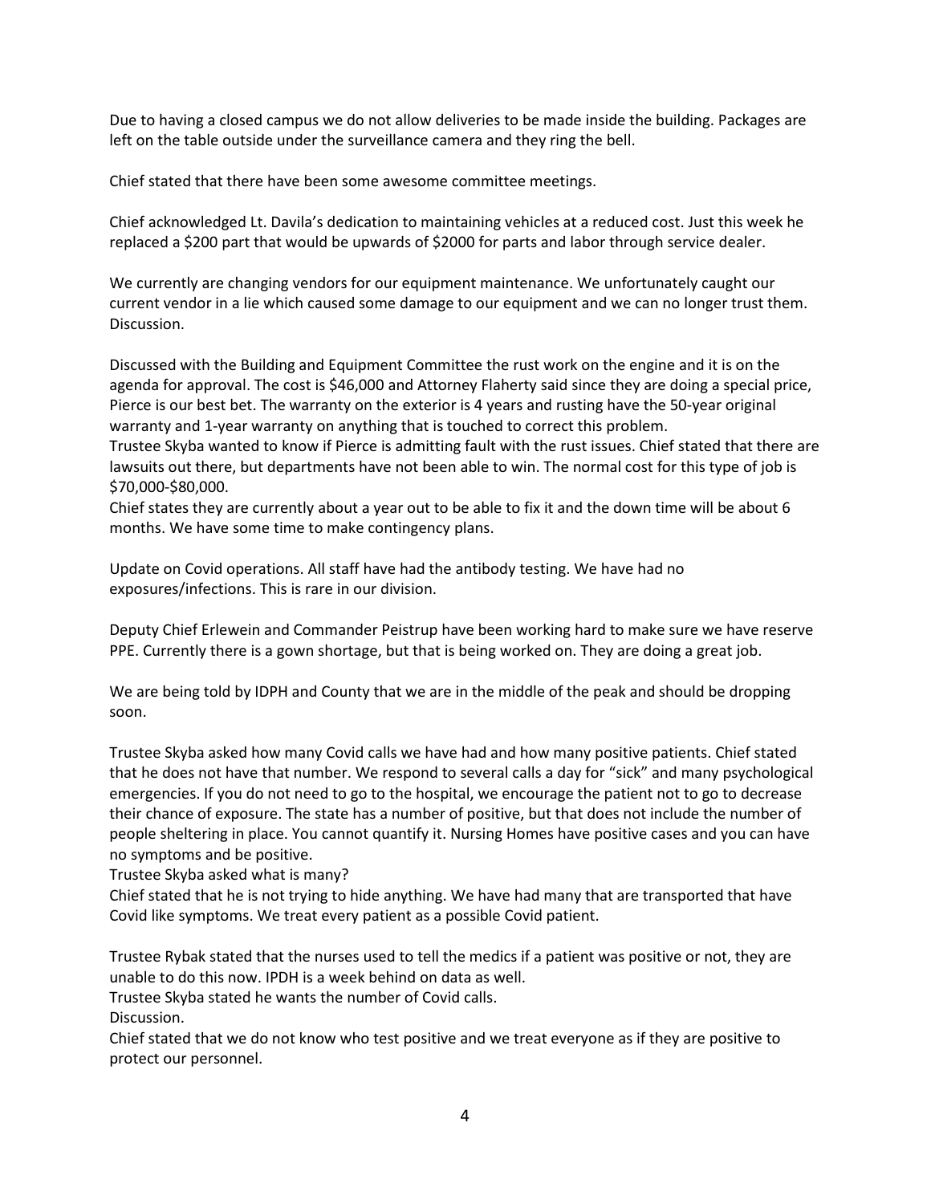Due to having a closed campus we do not allow deliveries to be made inside the building. Packages are left on the table outside under the surveillance camera and they ring the bell.

Chief stated that there have been some awesome committee meetings.

Chief acknowledged Lt. Davila's dedication to maintaining vehicles at a reduced cost. Just this week he replaced a $200 part that would be upwards of $2000 for parts and labor through service dealer.

We currently are changing vendors for our equipment maintenance. We unfortunately caught our current vendor in a lie which caused some damage to our equipment and we can no longer trust them. Discussion.

Discussed with the Building and Equipment Committee the rust work on the engine and it is on the agenda for approval. The cost is $46,000 and Attorney Flaherty said since they are doing a special price, Pierce is our best bet. The warranty on the exterior is 4 years and rusting have the 50-year original warranty and 1-year warranty on anything that is touched to correct this problem.
Trustee Skyba wanted to know if Pierce is admitting fault with the rust issues. Chief stated that there are lawsuits out there, but departments have not been able to win. The normal cost for this type of job is $70,000-$80,000.
Chief states they are currently about a year out to be able to fix it and the down time will be about 6 months. We have some time to make contingency plans.

Update on Covid operations. All staff have had the antibody testing. We have had no exposures/infections. This is rare in our division.

Deputy Chief Erlewein and Commander Peistrup have been working hard to make sure we have reserve PPE. Currently there is a gown shortage, but that is being worked on. They are doing a great job.

We are being told by IDPH and County that we are in the middle of the peak and should be dropping soon.

Trustee Skyba asked how many Covid calls we have had and how many positive patients. Chief stated that he does not have that number. We respond to several calls a day for "sick" and many psychological emergencies. If you do not need to go to the hospital, we encourage the patient not to go to decrease their chance of exposure. The state has a number of positive, but that does not include the number of people sheltering in place. You cannot quantify it. Nursing Homes have positive cases and you can have no symptoms and be positive.
Trustee Skyba asked what is many?
Chief stated that he is not trying to hide anything. We have had many that are transported that have Covid like symptoms. We treat every patient as a possible Covid patient.

Trustee Rybak stated that the nurses used to tell the medics if a patient was positive or not, they are unable to do this now. IPDH is a week behind on data as well.
Trustee Skyba stated he wants the number of Covid calls.
Discussion.
Chief stated that we do not know who test positive and we treat everyone as if they are positive to protect our personnel.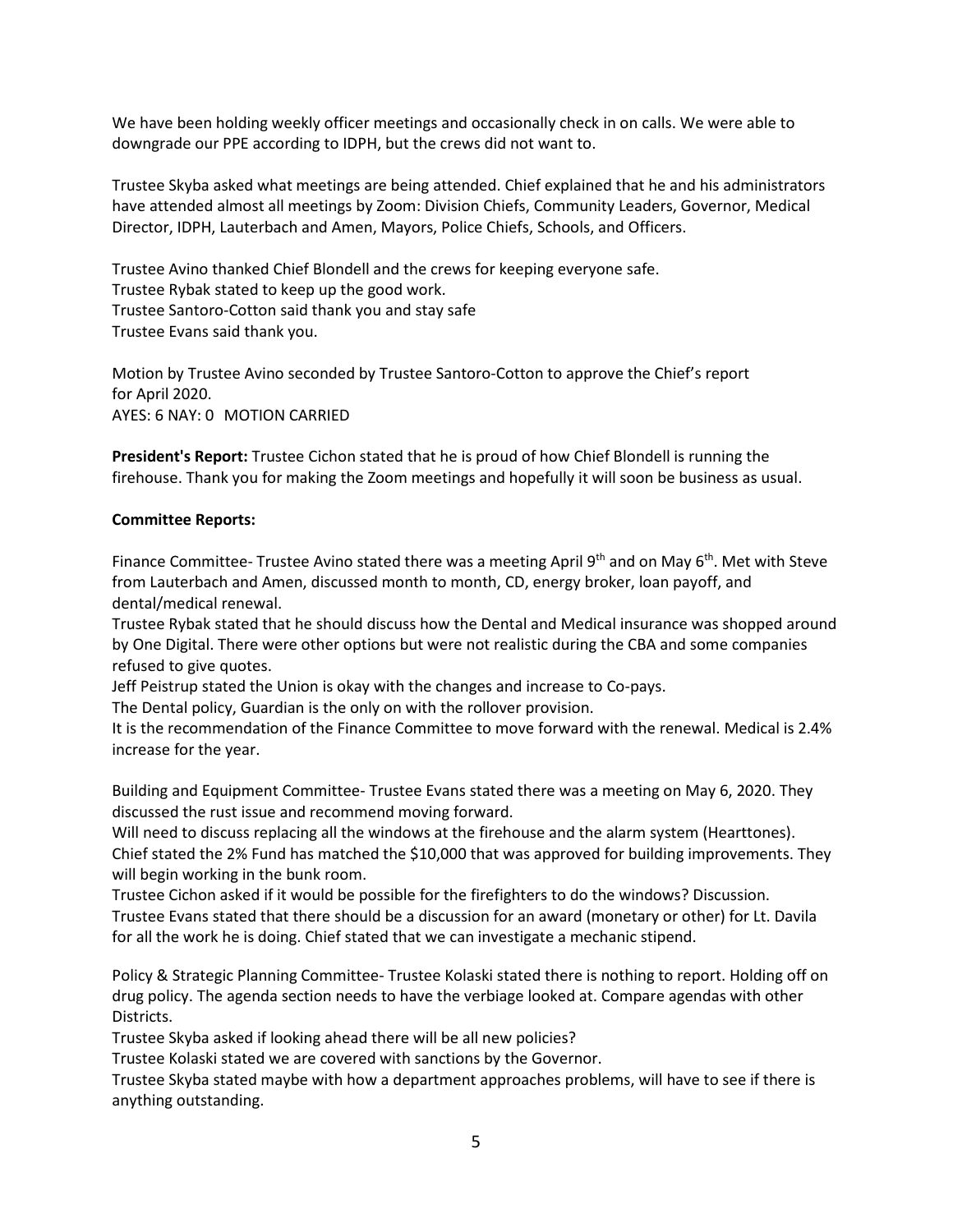We have been holding weekly officer meetings and occasionally check in on calls. We were able to downgrade our PPE according to IDPH, but the crews did not want to.

Trustee Skyba asked what meetings are being attended. Chief explained that he and his administrators have attended almost all meetings by Zoom: Division Chiefs, Community Leaders, Governor, Medical Director, IDPH, Lauterbach and Amen, Mayors, Police Chiefs, Schools, and Officers.

Trustee Avino thanked Chief Blondell and the crews for keeping everyone safe.
Trustee Rybak stated to keep up the good work.
Trustee Santoro-Cotton said thank you and stay safe
Trustee Evans said thank you.

Motion by Trustee Avino seconded by Trustee Santoro-Cotton to approve the Chief's report for April 2020.
AYES: 6 NAY: 0 MOTION CARRIED

**President's Report:** Trustee Cichon stated that he is proud of how Chief Blondell is running the firehouse. Thank you for making the Zoom meetings and hopefully it will soon be business as usual.

**Committee Reports:**

Finance Committee- Trustee Avino stated there was a meeting April 9th and on May 6th. Met with Steve from Lauterbach and Amen, discussed month to month, CD, energy broker, loan payoff, and dental/medical renewal.
Trustee Rybak stated that he should discuss how the Dental and Medical insurance was shopped around by One Digital. There were other options but were not realistic during the CBA and some companies refused to give quotes.
Jeff Peistrup stated the Union is okay with the changes and increase to Co-pays.
The Dental policy, Guardian is the only on with the rollover provision.
It is the recommendation of the Finance Committee to move forward with the renewal. Medical is 2.4% increase for the year.

Building and Equipment Committee- Trustee Evans stated there was a meeting on May 6, 2020. They discussed the rust issue and recommend moving forward.
Will need to discuss replacing all the windows at the firehouse and the alarm system (Hearttones).
Chief stated the 2% Fund has matched the $10,000 that was approved for building improvements. They will begin working in the bunk room.
Trustee Cichon asked if it would be possible for the firefighters to do the windows? Discussion.
Trustee Evans stated that there should be a discussion for an award (monetary or other) for Lt. Davila for all the work he is doing. Chief stated that we can investigate a mechanic stipend.

Policy & Strategic Planning Committee- Trustee Kolaski stated there is nothing to report. Holding off on drug policy. The agenda section needs to have the verbiage looked at. Compare agendas with other Districts.
Trustee Skyba asked if looking ahead there will be all new policies?
Trustee Kolaski stated we are covered with sanctions by the Governor.
Trustee Skyba stated maybe with how a department approaches problems, will have to see if there is anything outstanding.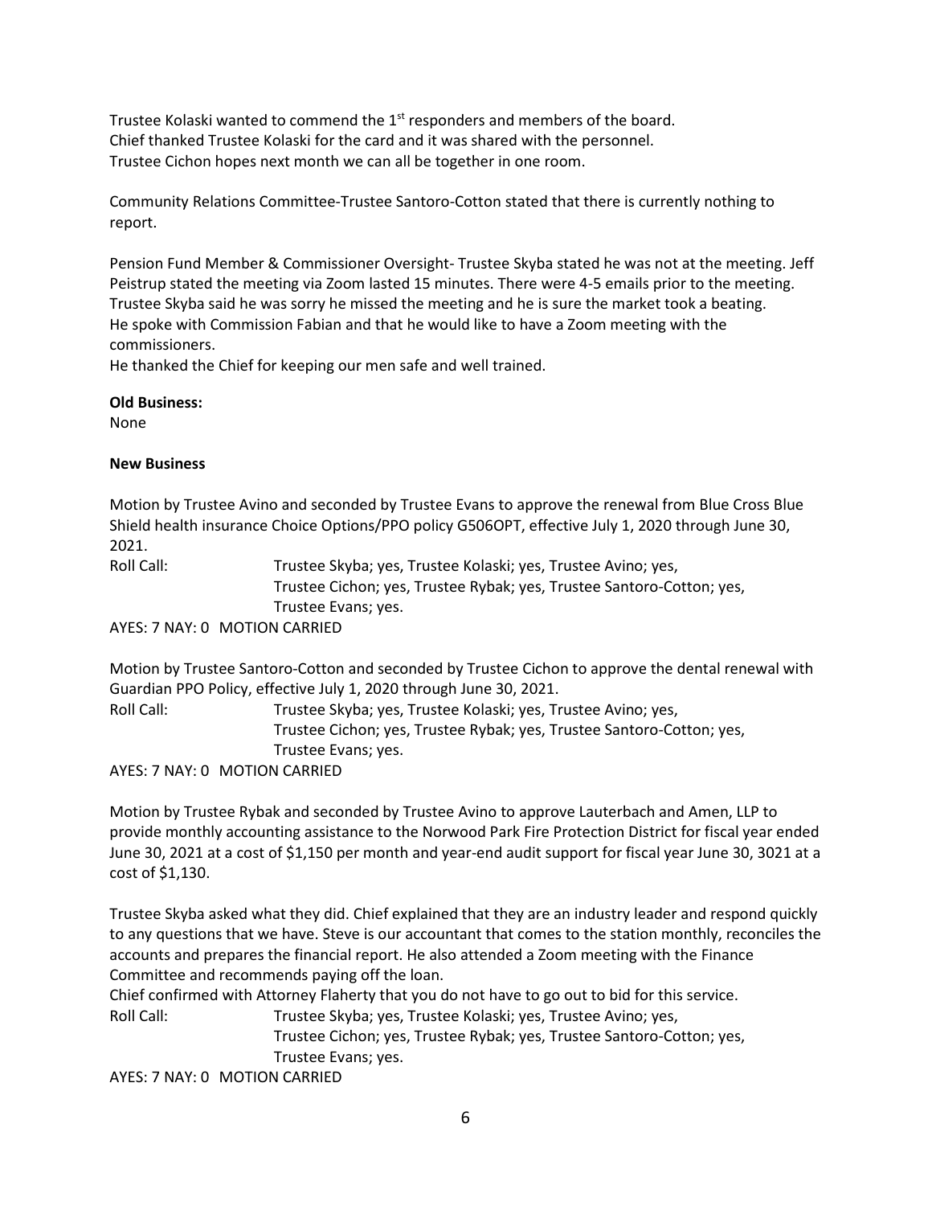Trustee Kolaski wanted to commend the 1st responders and members of the board.
Chief thanked Trustee Kolaski for the card and it was shared with the personnel.
Trustee Cichon hopes next month we can all be together in one room.

Community Relations Committee-Trustee Santoro-Cotton stated that there is currently nothing to report.

Pension Fund Member & Commissioner Oversight- Trustee Skyba stated he was not at the meeting. Jeff Peistrup stated the meeting via Zoom lasted 15 minutes. There were 4-5 emails prior to the meeting. Trustee Skyba said he was sorry he missed the meeting and he is sure the market took a beating. He spoke with Commission Fabian and that he would like to have a Zoom meeting with the commissioners.
He thanked the Chief for keeping our men safe and well trained.

**Old Business:**
None

**New Business**

Motion by Trustee Avino and seconded by Trustee Evans to approve the renewal from Blue Cross Blue Shield health insurance Choice Options/PPO policy G506OPT, effective July 1, 2020 through June 30, 2021.

Roll Call: Trustee Skyba; yes, Trustee Kolaski; yes, Trustee Avino; yes, Trustee Cichon; yes, Trustee Rybak; yes, Trustee Santoro-Cotton; yes, Trustee Evans; yes.

AYES: 7 NAY: 0 MOTION CARRIED

Motion by Trustee Santoro-Cotton and seconded by Trustee Cichon to approve the dental renewal with Guardian PPO Policy, effective July 1, 2020 through June 30, 2021.

Roll Call: Trustee Skyba; yes, Trustee Kolaski; yes, Trustee Avino; yes, Trustee Cichon; yes, Trustee Rybak; yes, Trustee Santoro-Cotton; yes, Trustee Evans; yes.

AYES: 7 NAY: 0 MOTION CARRIED

Motion by Trustee Rybak and seconded by Trustee Avino to approve Lauterbach and Amen, LLP to provide monthly accounting assistance to the Norwood Park Fire Protection District for fiscal year ended June 30, 2021 at a cost of $1,150 per month and year-end audit support for fiscal year June 30, 3021 at a cost of $1,130.

Trustee Skyba asked what they did. Chief explained that they are an industry leader and respond quickly to any questions that we have. Steve is our accountant that comes to the station monthly, reconciles the accounts and prepares the financial report. He also attended a Zoom meeting with the Finance Committee and recommends paying off the loan.
Chief confirmed with Attorney Flaherty that you do not have to go out to bid for this service.

Roll Call: Trustee Skyba; yes, Trustee Kolaski; yes, Trustee Avino; yes, Trustee Cichon; yes, Trustee Rybak; yes, Trustee Santoro-Cotton; yes, Trustee Evans; yes.

AYES: 7 NAY: 0 MOTION CARRIED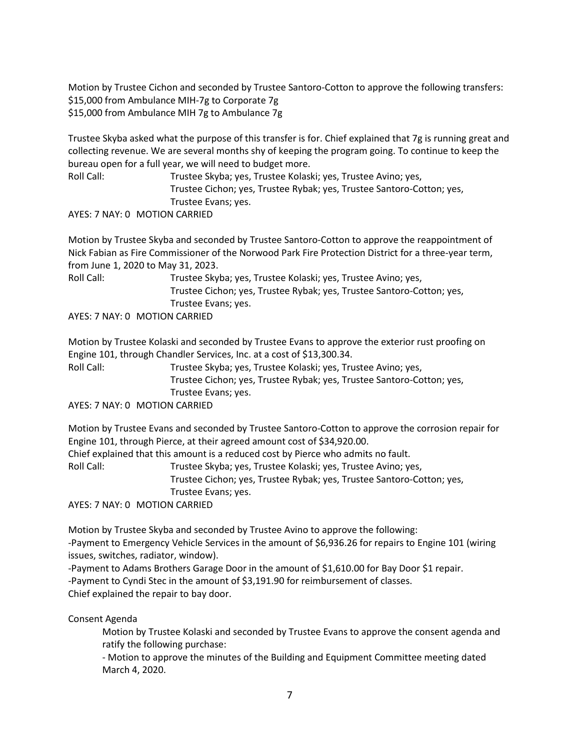Motion by Trustee Cichon and seconded by Trustee Santoro-Cotton to approve the following transfers:
$15,000 from Ambulance MIH-7g to Corporate 7g
$15,000 from Ambulance MIH 7g to Ambulance 7g

Trustee Skyba asked what the purpose of this transfer is for. Chief explained that 7g is running great and collecting revenue. We are several months shy of keeping the program going. To continue to keep the bureau open for a full year, we will need to budget more.

Roll Call: Trustee Skyba; yes, Trustee Kolaski; yes, Trustee Avino; yes, Trustee Cichon; yes, Trustee Rybak; yes, Trustee Santoro-Cotton; yes, Trustee Evans; yes.

AYES: 7 NAY: 0 MOTION CARRIED

Motion by Trustee Skyba and seconded by Trustee Santoro-Cotton to approve the reappointment of Nick Fabian as Fire Commissioner of the Norwood Park Fire Protection District for a three-year term, from June 1, 2020 to May 31, 2023.

Roll Call: Trustee Skyba; yes, Trustee Kolaski; yes, Trustee Avino; yes, Trustee Cichon; yes, Trustee Rybak; yes, Trustee Santoro-Cotton; yes, Trustee Evans; yes.

AYES: 7 NAY: 0 MOTION CARRIED

Motion by Trustee Kolaski and seconded by Trustee Evans to approve the exterior rust proofing on Engine 101, through Chandler Services, Inc. at a cost of $13,300.34.

Roll Call: Trustee Skyba; yes, Trustee Kolaski; yes, Trustee Avino; yes, Trustee Cichon; yes, Trustee Rybak; yes, Trustee Santoro-Cotton; yes, Trustee Evans; yes.

AYES: 7 NAY: 0 MOTION CARRIED

Motion by Trustee Evans and seconded by Trustee Santoro-Cotton to approve the corrosion repair for Engine 101, through Pierce, at their agreed amount cost of $34,920.00.
Chief explained that this amount is a reduced cost by Pierce who admits no fault.

Roll Call: Trustee Skyba; yes, Trustee Kolaski; yes, Trustee Avino; yes, Trustee Cichon; yes, Trustee Rybak; yes, Trustee Santoro-Cotton; yes, Trustee Evans; yes.

AYES: 7 NAY: 0 MOTION CARRIED

Motion by Trustee Skyba and seconded by Trustee Avino to approve the following:
-Payment to Emergency Vehicle Services in the amount of $6,936.26 for repairs to Engine 101 (wiring issues, switches, radiator, window).
-Payment to Adams Brothers Garage Door in the amount of $1,610.00 for Bay Door $1 repair.
-Payment to Cyndi Stec in the amount of $3,191.90 for reimbursement of classes.
Chief explained the repair to bay door.

Consent Agenda

Motion by Trustee Kolaski and seconded by Trustee Evans to approve the consent agenda and ratify the following purchase:

- Motion to approve the minutes of the Building and Equipment Committee meeting dated March 4, 2020.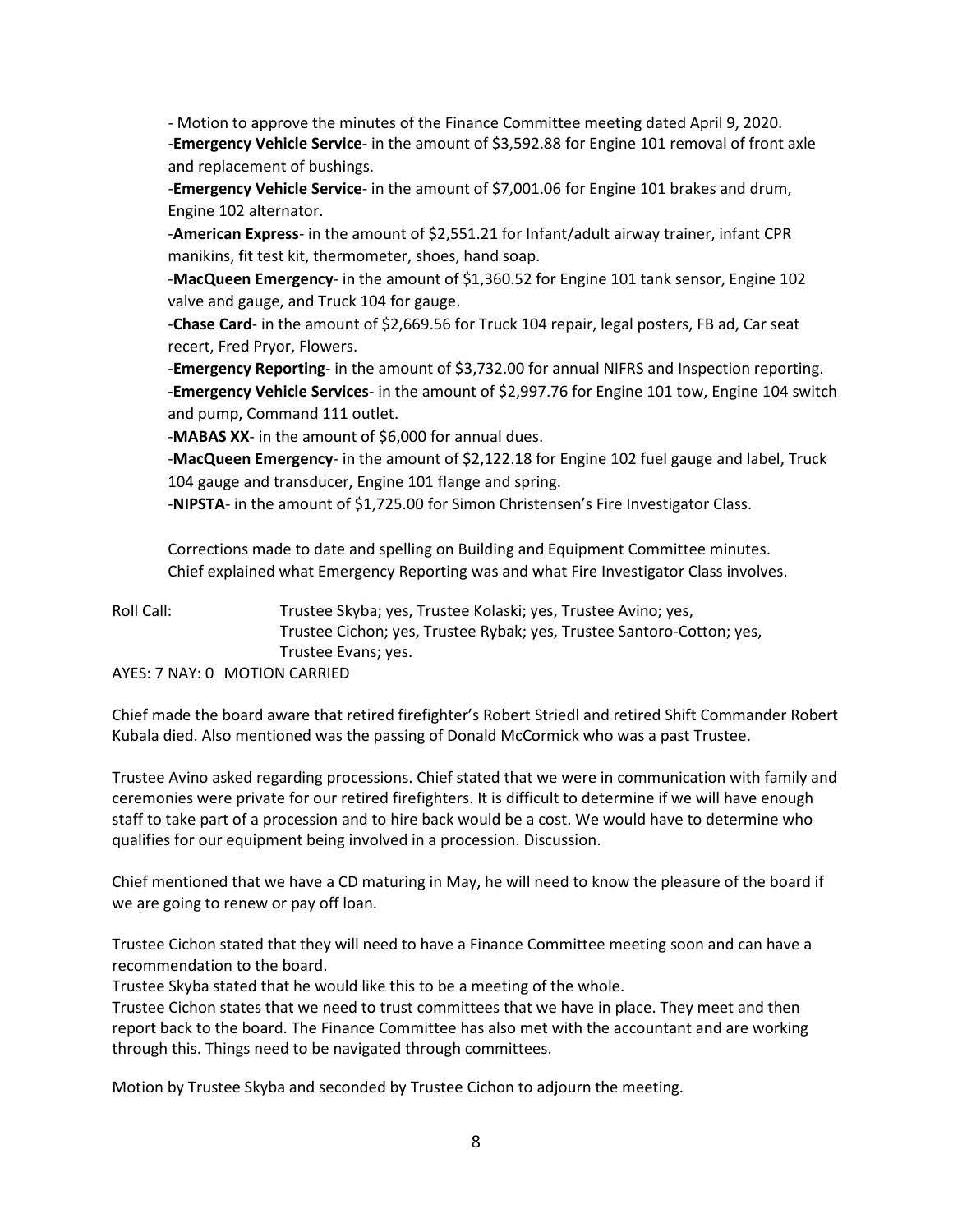- Motion to approve the minutes of the Finance Committee meeting dated April 9, 2020.
-**Emergency Vehicle Service**- in the amount of $3,592.88 for Engine 101 removal of front axle and replacement of bushings.
-**Emergency Vehicle Service**- in the amount of $7,001.06 for Engine 101 brakes and drum, Engine 102 alternator.
-**American Express**- in the amount of $2,551.21 for Infant/adult airway trainer, infant CPR manikins, fit test kit, thermometer, shoes, hand soap.
-**MacQueen Emergency**- in the amount of $1,360.52 for Engine 101 tank sensor, Engine 102 valve and gauge, and Truck 104 for gauge.
-**Chase Card**- in the amount of $2,669.56 for Truck 104 repair, legal posters, FB ad, Car seat recert, Fred Pryor, Flowers.
-**Emergency Reporting**- in the amount of $3,732.00 for annual NIFRS and Inspection reporting.
-**Emergency Vehicle Services**- in the amount of $2,997.76 for Engine 101 tow, Engine 104 switch and pump, Command 111 outlet.
-**MABAS XX**- in the amount of $6,000 for annual dues.
-**MacQueen Emergency**- in the amount of $2,122.18 for Engine 102 fuel gauge and label, Truck 104 gauge and transducer, Engine 101 flange and spring.
-**NIPSTA**- in the amount of $1,725.00 for Simon Christensen's Fire Investigator Class.

Corrections made to date and spelling on Building and Equipment Committee minutes.
Chief explained what Emergency Reporting was and what Fire Investigator Class involves.

Roll Call: Trustee Skyba; yes, Trustee Kolaski; yes, Trustee Avino; yes, Trustee Cichon; yes, Trustee Rybak; yes, Trustee Santoro-Cotton; yes, Trustee Evans; yes.

AYES: 7 NAY: 0 MOTION CARRIED

Chief made the board aware that retired firefighter's Robert Striedl and retired Shift Commander Robert Kubala died. Also mentioned was the passing of Donald McCormick who was a past Trustee.

Trustee Avino asked regarding processions. Chief stated that we were in communication with family and ceremonies were private for our retired firefighters. It is difficult to determine if we will have enough staff to take part of a procession and to hire back would be a cost. We would have to determine who qualifies for our equipment being involved in a procession. Discussion.

Chief mentioned that we have a CD maturing in May, he will need to know the pleasure of the board if we are going to renew or pay off loan.

Trustee Cichon stated that they will need to have a Finance Committee meeting soon and can have a recommendation to the board.
Trustee Skyba stated that he would like this to be a meeting of the whole.
Trustee Cichon states that we need to trust committees that we have in place. They meet and then report back to the board. The Finance Committee has also met with the accountant and are working through this. Things need to be navigated through committees.

Motion by Trustee Skyba and seconded by Trustee Cichon to adjourn the meeting.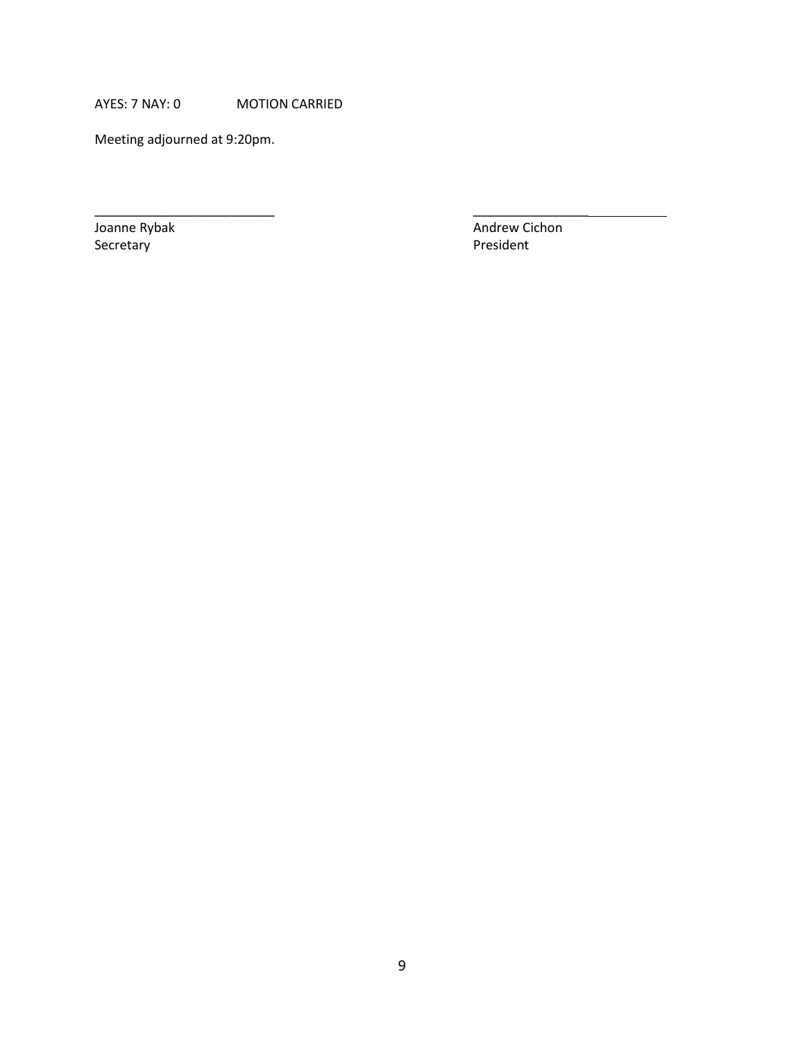AYES: 7 NAY: 0 MOTION CARRIED

Meeting adjourned at 9:20pm.

| | |
|---|---|
| \_\_\_\_\_\_\_\_\_\_\_\_\_\_\_\_\_\_\_\_\_\_\_\_\_ | \_\_\_\_\_\_\_\_\_\_\_\_\_\_\_\_\_\_\_\_\_\_\_\_\_\_\_ |
| Joanne Rybak | Andrew Cichon |
| Secretary | President |